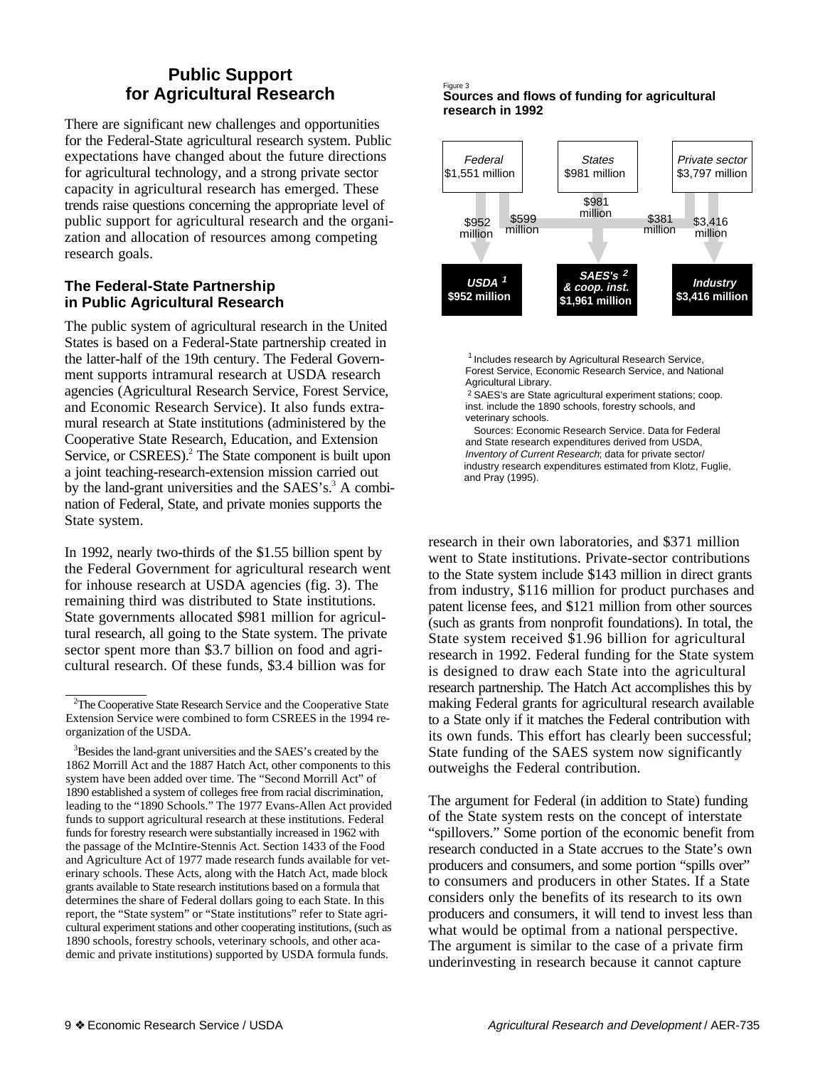## Public Support for Agricultural Research

There are significant new challenges and opportunities for the Federal-State agricultural research system. Public expectations have changed about the future directions for agricultural technology, and a strong private sector capacity in agricultural research has emerged. These trends raise questions concerning the appropriate level of public support for agricultural research and the organization and allocation of resources among competing research goals.

### The Federal-State Partnership in Public Agricultural Research

The public system of agricultural research in the United States is based on a Federal-State partnership created in the latter-half of the 19th century. The Federal Government supports intramural research at USDA research agencies (Agricultural Research Service, Forest Service, and Economic Research Service). It also funds extramural research at State institutions (administered by the Cooperative State Research, Education, and Extension Service, or CSREES).[2] The State component is built upon a joint teaching-research-extension mission carried out by the land-grant universities and the SAES's.[3] A combination of Federal, State, and private monies supports the State system.

In 1992, nearly two-thirds of the $1.55 billion spent by the Federal Government for agricultural research went for inhouse research at USDA agencies (fig. 3). The remaining third was distributed to State institutions. State governments allocated $981 million for agricultural research, all going to the State system. The private sector spent more than $3.7 billion on food and agricultural research. Of these funds, $3.4 billion was for research in their own laboratories, and $371 million went to State institutions. Private-sector contributions to the State system include $143 million in direct grants from industry, $116 million for product purchases and patent license fees, and $121 million from other sources (such as grants from nonprofit foundations). In total, the State system received $1.96 billion for agricultural research in 1992. Federal funding for the State system is designed to draw each State into the agricultural research partnership. The Hatch Act accomplishes this by making Federal grants for agricultural research available to a State only if it matches the Federal contribution with its own funds. This effort has clearly been successful; State funding of the SAES system now significantly outweighs the Federal contribution.

The argument for Federal (in addition to State) funding of the State system rests on the concept of interstate "spillovers." Some portion of the economic benefit from research conducted in a State accrues to the State's own producers and consumers, and some portion "spills over" to consumers and producers in other States. If a State considers only the benefits of its research to its own producers and consumers, it will tend to invest less than what would be optimal from a national perspective. The argument is similar to the case of a private firm underinvesting in research because it cannot capture

Figure 3
**Sources and flows of funding for agricultural research in 1992**

| Source | Flow | Recipient |
|---|---|---|
| *Federal* $1,551 million | $952 million | ***USDA*** [1] **$952 million** |
| | $599 million | ***SAES's*** [2] ***& coop. inst.*** **$1,961 million** |
| *States* $981 million | $981 million | ***SAES's & coop. inst.*** **$1,961 million** |
| *Private sector* $3,797 million | $381 million | ***SAES's & coop. inst.*** **$1,961 million** |
| | $3,416 million | ***Industry*** **$3,416 million** |

[1] Includes research by Agricultural Research Service, Forest Service, Economic Research Service, and National Agricultural Library.
[2] SAES's are State agricultural experiment stations; coop. inst. include the 1890 schools, forestry schools, and veterinary schools.
Sources: Economic Research Service. Data for Federal and State research expenditures derived from USDA, *Inventory of Current Research*; data for private sector/industry research expenditures estimated from Klotz, Fuglie, and Pray (1995).

---

[2] The Cooperative State Research Service and the Cooperative State Extension Service were combined to form CSREES in the 1994 reorganization of the USDA.

[3] Besides the land-grant universities and the SAES's created by the 1862 Morrill Act and the 1887 Hatch Act, other components to this system have been added over time. The "Second Morrill Act" of 1890 established a system of colleges free from racial discrimination, leading to the "1890 Schools." The 1977 Evans-Allen Act provided funds to support agricultural research at these institutions. Federal funds for forestry research were substantially increased in 1962 with the passage of the McIntire-Stennis Act. Section 1433 of the Food and Agriculture Act of 1977 made research funds available for veterinary schools. These Acts, along with the Hatch Act, made block grants available to State research institutions based on a formula that determines the share of Federal dollars going to each State. In this report, the "State system" or "State institutions" refer to State agricultural experiment stations and other cooperating institutions, (such as 1890 schools, forestry schools, veterinary schools, and other academic and private institutions) supported by USDA formula funds.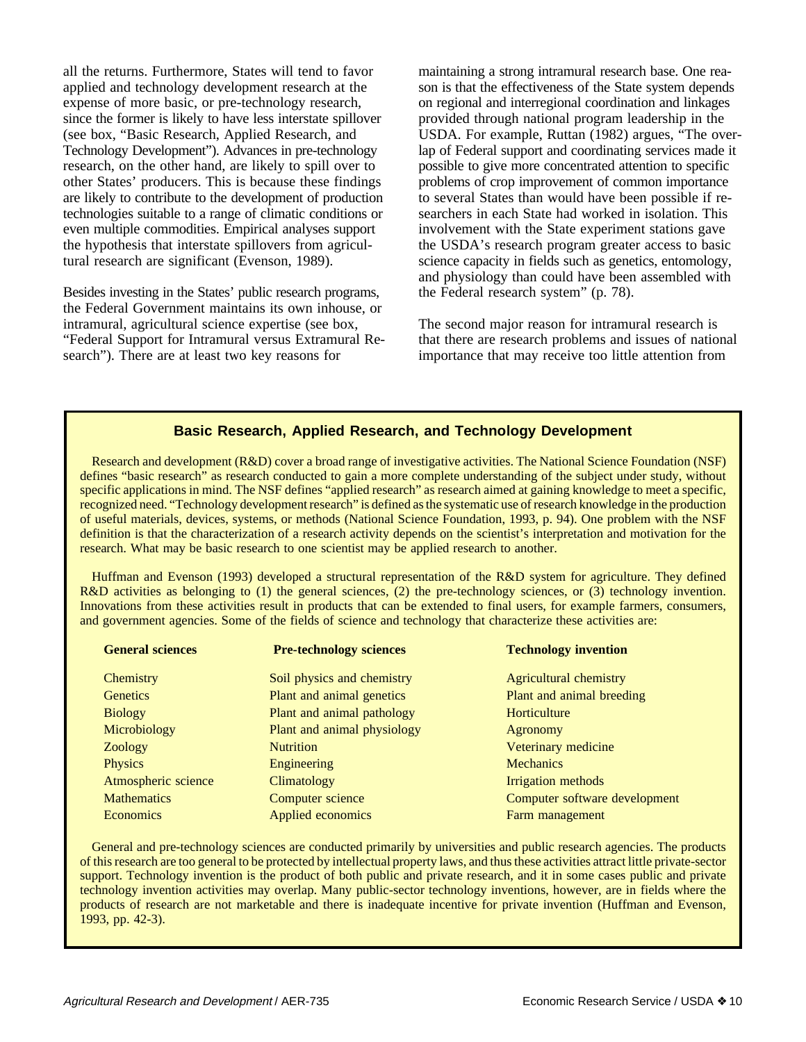all the returns. Furthermore, States will tend to favor applied and technology development research at the expense of more basic, or pre-technology research, since the former is likely to have less interstate spillover (see box, "Basic Research, Applied Research, and Technology Development"). Advances in pre-technology research, on the other hand, are likely to spill over to other States' producers. This is because these findings are likely to contribute to the development of production technologies suitable to a range of climatic conditions or even multiple commodities. Empirical analyses support the hypothesis that interstate spillovers from agricultural research are significant (Evenson, 1989).

Besides investing in the States' public research programs, the Federal Government maintains its own inhouse, or intramural, agricultural science expertise (see box, "Federal Support for Intramural versus Extramural Research"). There are at least two key reasons for maintaining a strong intramural research base. One reason is that the effectiveness of the State system depends on regional and interregional coordination and linkages provided through national program leadership in the USDA. For example, Ruttan (1982) argues, "The overlap of Federal support and coordinating services made it possible to give more concentrated attention to specific problems of crop improvement of common importance to several States than would have been possible if researchers in each State had worked in isolation. This involvement with the State experiment stations gave the USDA's research program greater access to basic science capacity in fields such as genetics, entomology, and physiology than could have been assembled with the Federal research system" (p. 78).

The second major reason for intramural research is that there are research problems and issues of national importance that may receive too little attention from

### Basic Research, Applied Research, and Technology Development

Research and development (R&D) cover a broad range of investigative activities. The National Science Foundation (NSF) defines "basic research" as research conducted to gain a more complete understanding of the subject under study, without specific applications in mind. The NSF defines "applied research" as research aimed at gaining knowledge to meet a specific, recognized need. "Technology development research" is defined as the systematic use of research knowledge in the production of useful materials, devices, systems, or methods (National Science Foundation, 1993, p. 94). One problem with the NSF definition is that the characterization of a research activity depends on the scientist's interpretation and motivation for the research. What may be basic research to one scientist may be applied research to another.

Huffman and Evenson (1993) developed a structural representation of the R&D system for agriculture. They defined R&D activities as belonging to (1) the general sciences, (2) the pre-technology sciences, or (3) technology invention. Innovations from these activities result in products that can be extended to final users, for example farmers, consumers, and government agencies. Some of the fields of science and technology that characterize these activities are:

| General sciences | Pre-technology sciences | Technology invention |
|---|---|---|
| Chemistry | Soil physics and chemistry | Agricultural chemistry |
| Genetics | Plant and animal genetics | Plant and animal breeding |
| Biology | Plant and animal pathology | Horticulture |
| Microbiology | Plant and animal physiology | Agronomy |
| Zoology | Nutrition | Veterinary medicine |
| Physics | Engineering | Mechanics |
| Atmospheric science | Climatology | Irrigation methods |
| Mathematics | Computer science | Computer software development |
| Economics | Applied economics | Farm management |

General and pre-technology sciences are conducted primarily by universities and public research agencies. The products of this research are too general to be protected by intellectual property laws, and thus these activities attract little private-sector support. Technology invention is the product of both public and private research, and it in some cases public and private technology invention activities may overlap. Many public-sector technology inventions, however, are in fields where the products of research are not marketable and there is inadequate incentive for private invention (Huffman and Evenson, 1993, pp. 42-3).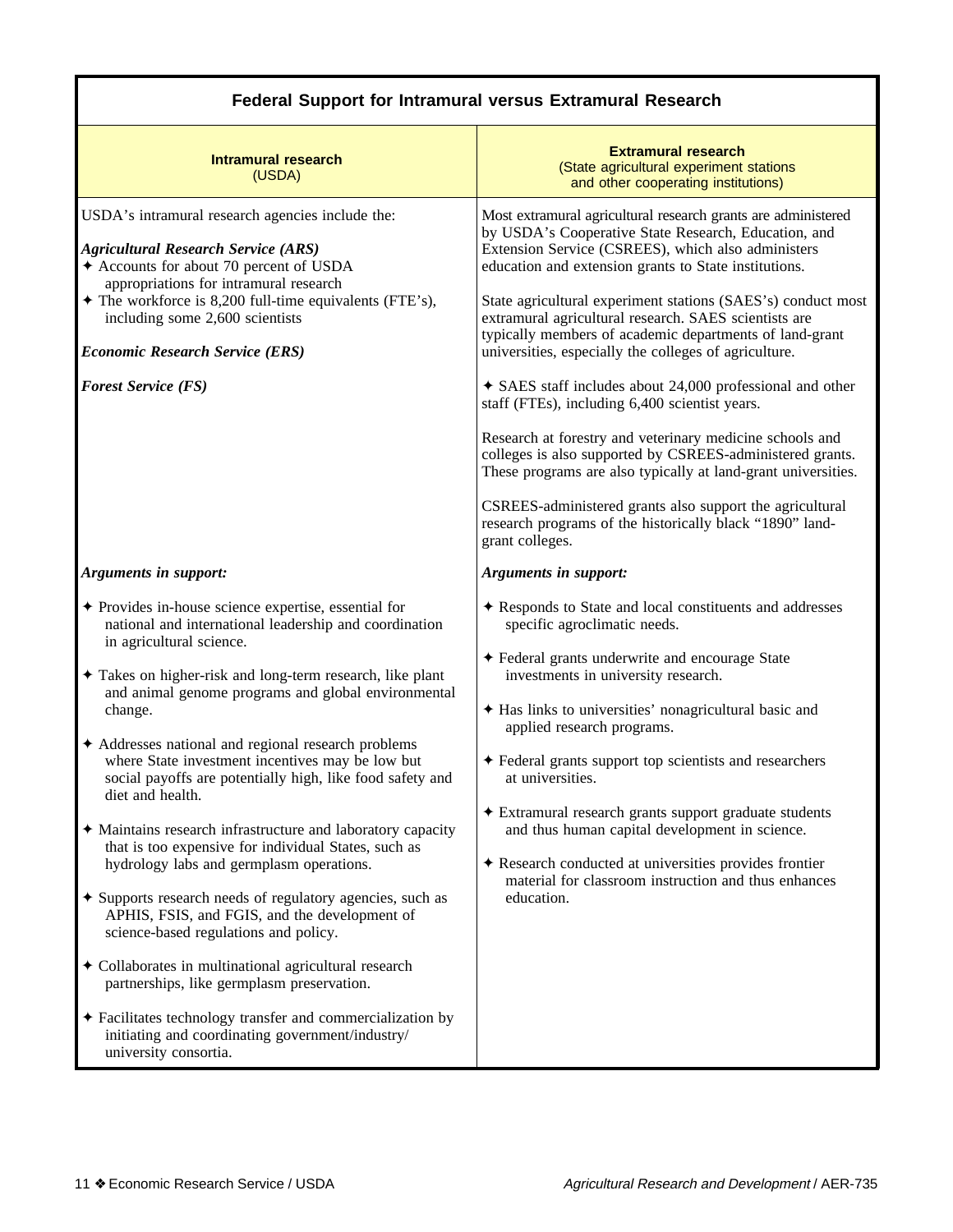## Federal Support for Intramural versus Extramural Research

### Intramural research (USDA)

USDA's intramural research agencies include the:

***Agricultural Research Service (ARS)***

- ✦ Accounts for about 70 percent of USDA appropriations for intramural research
- ✦ The workforce is 8,200 full-time equivalents (FTE's), including some 2,600 scientists

***Economic Research Service (ERS)***

***Forest Service (FS)***

***Arguments in support:***

- ✦ Provides in-house science expertise, essential for national and international leadership and coordination in agricultural science.
- ✦ Takes on higher-risk and long-term research, like plant and animal genome programs and global environmental change.
- ✦ Addresses national and regional research problems where State investment incentives may be low but social payoffs are potentially high, like food safety and diet and health.
- ✦ Maintains research infrastructure and laboratory capacity that is too expensive for individual States, such as hydrology labs and germplasm operations.
- ✦ Supports research needs of regulatory agencies, such as APHIS, FSIS, and FGIS, and the development of science-based regulations and policy.
- ✦ Collaborates in multinational agricultural research partnerships, like germplasm preservation.
- ✦ Facilitates technology transfer and commercialization by initiating and coordinating government/industry/university consortia.

### Extramural research (State agricultural experiment stations and other cooperating institutions)

Most extramural agricultural research grants are administered by USDA's Cooperative State Research, Education, and Extension Service (CSREES), which also administers education and extension grants to State institutions.

State agricultural experiment stations (SAES's) conduct most extramural agricultural research. SAES scientists are typically members of academic departments of land-grant universities, especially the colleges of agriculture.

- ✦ SAES staff includes about 24,000 professional and other staff (FTEs), including 6,400 scientist years.

Research at forestry and veterinary medicine schools and colleges is also supported by CSREES-administered grants. These programs are also typically at land-grant universities.

CSREES-administered grants also support the agricultural research programs of the historically black "1890" land-grant colleges.

***Arguments in support:***

- ✦ Responds to State and local constituents and addresses specific agroclimatic needs.
- ✦ Federal grants underwrite and encourage State investments in university research.
- ✦ Has links to universities' nonagricultural basic and applied research programs.
- ✦ Federal grants support top scientists and researchers at universities.
- ✦ Extramural research grants support graduate students and thus human capital development in science.
- ✦ Research conducted at universities provides frontier material for classroom instruction and thus enhances education.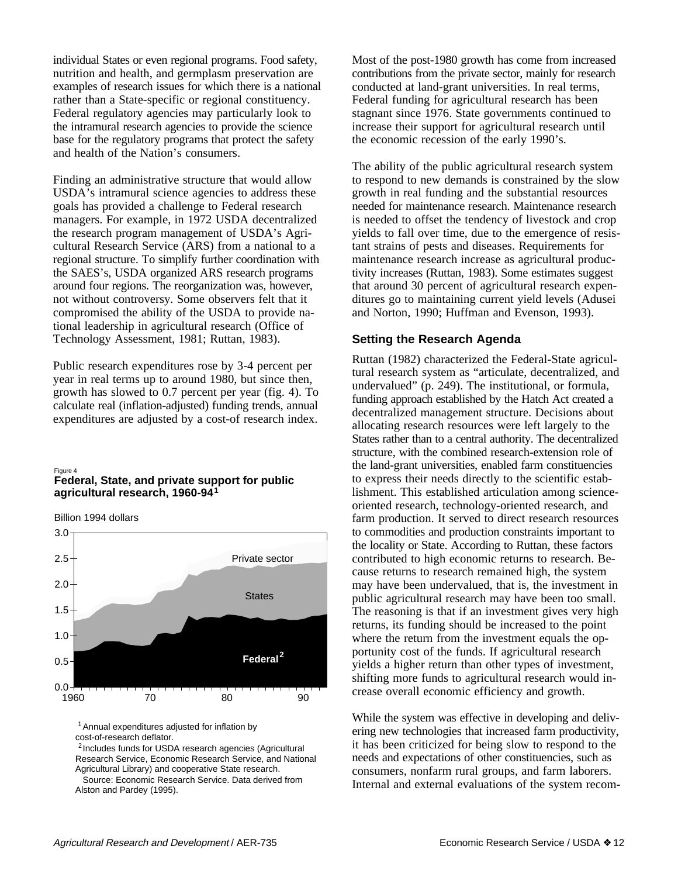individual States or even regional programs. Food safety, nutrition and health, and germplasm preservation are examples of research issues for which there is a national rather than a State-specific or regional constituency. Federal regulatory agencies may particularly look to the intramural research agencies to provide the science base for the regulatory programs that protect the safety and health of the Nation's consumers.

Finding an administrative structure that would allow USDA's intramural science agencies to address these goals has provided a challenge to Federal research managers. For example, in 1972 USDA decentralized the research program management of USDA's Agricultural Research Service (ARS) from a national to a regional structure. To simplify further coordination with the SAES's, USDA organized ARS research programs around four regions. The reorganization was, however, not without controversy. Some observers felt that it compromised the ability of the USDA to provide national leadership in agricultural research (Office of Technology Assessment, 1981; Ruttan, 1983).

Public research expenditures rose by 3-4 percent per year in real terms up to around 1980, but since then, growth has slowed to 0.7 percent per year (fig. 4). To calculate real (inflation-adjusted) funding trends, annual expenditures are adjusted by a cost-of research index.

Figure 4
**Federal, State, and private support for public agricultural research, 1960-94[1]**

Billion 1994 dollars

[1] Annual expenditures adjusted for inflation by cost-of-research deflator.
[2] Includes funds for USDA research agencies (Agricultural Research Service, Economic Research Service, and National Agricultural Library) and cooperative State research.
Source: Economic Research Service. Data derived from Alston and Pardey (1995).

Most of the post-1980 growth has come from increased contributions from the private sector, mainly for research conducted at land-grant universities. In real terms, Federal funding for agricultural research has been stagnant since 1976. State governments continued to increase their support for agricultural research until the economic recession of the early 1990's.

The ability of the public agricultural research system to respond to new demands is constrained by the slow growth in real funding and the substantial resources needed for maintenance research. Maintenance research is needed to offset the tendency of livestock and crop yields to fall over time, due to the emergence of resistant strains of pests and diseases. Requirements for maintenance research increase as agricultural productivity increases (Ruttan, 1983). Some estimates suggest that around 30 percent of agricultural research expenditures go to maintaining current yield levels (Adusei and Norton, 1990; Huffman and Evenson, 1993).

### Setting the Research Agenda

Ruttan (1982) characterized the Federal-State agricultural research system as "articulate, decentralized, and undervalued" (p. 249). The institutional, or formula, funding approach established by the Hatch Act created a decentralized management structure. Decisions about allocating research resources were left largely to the States rather than to a central authority. The decentralized structure, with the combined research-extension role of the land-grant universities, enabled farm constituencies to express their needs directly to the scientific establishment. This established articulation among science-oriented research, technology-oriented research, and farm production. It served to direct research resources to commodities and production constraints important to the locality or State. According to Ruttan, these factors contributed to high economic returns to research. Because returns to research remained high, the system may have been undervalued, that is, the investment in public agricultural research may have been too small. The reasoning is that if an investment gives very high returns, its funding should be increased to the point where the return from the investment equals the opportunity cost of the funds. If agricultural research yields a higher return than other types of investment, shifting more funds to agricultural research would increase overall economic efficiency and growth.

While the system was effective in developing and delivering new technologies that increased farm productivity, it has been criticized for being slow to respond to the needs and expectations of other constituencies, such as consumers, nonfarm rural groups, and farm laborers. Internal and external evaluations of the system recom-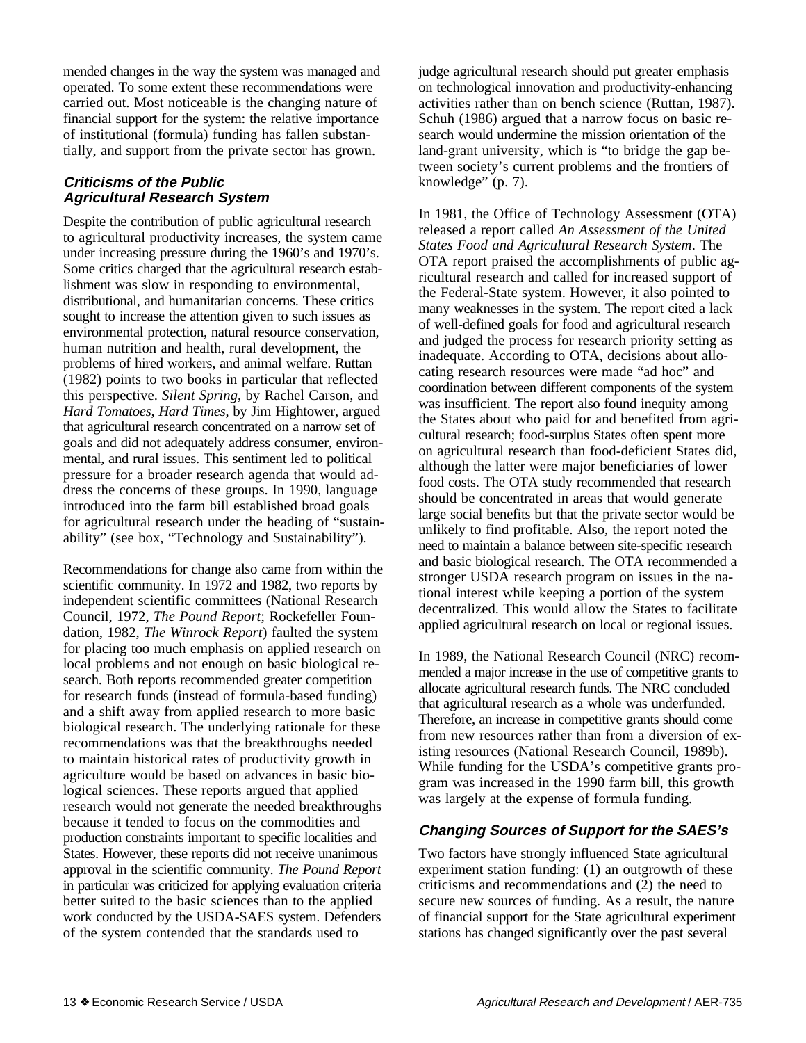mended changes in the way the system was managed and operated. To some extent these recommendations were carried out. Most noticeable is the changing nature of financial support for the system: the relative importance of institutional (formula) funding has fallen substantially, and support from the private sector has grown.

### *Criticisms of the Public Agricultural Research System*

Despite the contribution of public agricultural research to agricultural productivity increases, the system came under increasing pressure during the 1960's and 1970's. Some critics charged that the agricultural research establishment was slow in responding to environmental, distributional, and humanitarian concerns. These critics sought to increase the attention given to such issues as environmental protection, natural resource conservation, human nutrition and health, rural development, the problems of hired workers, and animal welfare. Ruttan (1982) points to two books in particular that reflected this perspective. *Silent Spring*, by Rachel Carson, and *Hard Tomatoes, Hard Times*, by Jim Hightower, argued that agricultural research concentrated on a narrow set of goals and did not adequately address consumer, environmental, and rural issues. This sentiment led to political pressure for a broader research agenda that would address the concerns of these groups. In 1990, language introduced into the farm bill established broad goals for agricultural research under the heading of "sustainability" (see box, "Technology and Sustainability").

Recommendations for change also came from within the scientific community. In 1972 and 1982, two reports by independent scientific committees (National Research Council, 1972, *The Pound Report*; Rockefeller Foundation, 1982, *The Winrock Report*) faulted the system for placing too much emphasis on applied research on local problems and not enough on basic biological research. Both reports recommended greater competition for research funds (instead of formula-based funding) and a shift away from applied research to more basic biological research. The underlying rationale for these recommendations was that the breakthroughs needed to maintain historical rates of productivity growth in agriculture would be based on advances in basic biological sciences. These reports argued that applied research would not generate the needed breakthroughs because it tended to focus on the commodities and production constraints important to specific localities and States. However, these reports did not receive unanimous approval in the scientific community. *The Pound Report* in particular was criticized for applying evaluation criteria better suited to the basic sciences than to the applied work conducted by the USDA-SAES system. Defenders of the system contended that the standards used to judge agricultural research should put greater emphasis on technological innovation and productivity-enhancing activities rather than on bench science (Ruttan, 1987). Schuh (1986) argued that a narrow focus on basic research would undermine the mission orientation of the land-grant university, which is "to bridge the gap between society's current problems and the frontiers of knowledge" (p. 7).

In 1981, the Office of Technology Assessment (OTA) released a report called *An Assessment of the United States Food and Agricultural Research System*. The OTA report praised the accomplishments of public agricultural research and called for increased support of the Federal-State system. However, it also pointed to many weaknesses in the system. The report cited a lack of well-defined goals for food and agricultural research and judged the process for research priority setting as inadequate. According to OTA, decisions about allocating research resources were made "ad hoc" and coordination between different components of the system was insufficient. The report also found inequity among the States about who paid for and benefited from agricultural research; food-surplus States often spent more on agricultural research than food-deficient States did, although the latter were major beneficiaries of lower food costs. The OTA study recommended that research should be concentrated in areas that would generate large social benefits but that the private sector would be unlikely to find profitable. Also, the report noted the need to maintain a balance between site-specific research and basic biological research. The OTA recommended a stronger USDA research program on issues in the national interest while keeping a portion of the system decentralized. This would allow the States to facilitate applied agricultural research on local or regional issues.

In 1989, the National Research Council (NRC) recommended a major increase in the use of competitive grants to allocate agricultural research funds. The NRC concluded that agricultural research as a whole was underfunded. Therefore, an increase in competitive grants should come from new resources rather than from a diversion of existing resources (National Research Council, 1989b). While funding for the USDA's competitive grants program was increased in the 1990 farm bill, this growth was largely at the expense of formula funding.

### *Changing Sources of Support for the SAES's*

Two factors have strongly influenced State agricultural experiment station funding: (1) an outgrowth of these criticisms and recommendations and (2) the need to secure new sources of funding. As a result, the nature of financial support for the State agricultural experiment stations has changed significantly over the past several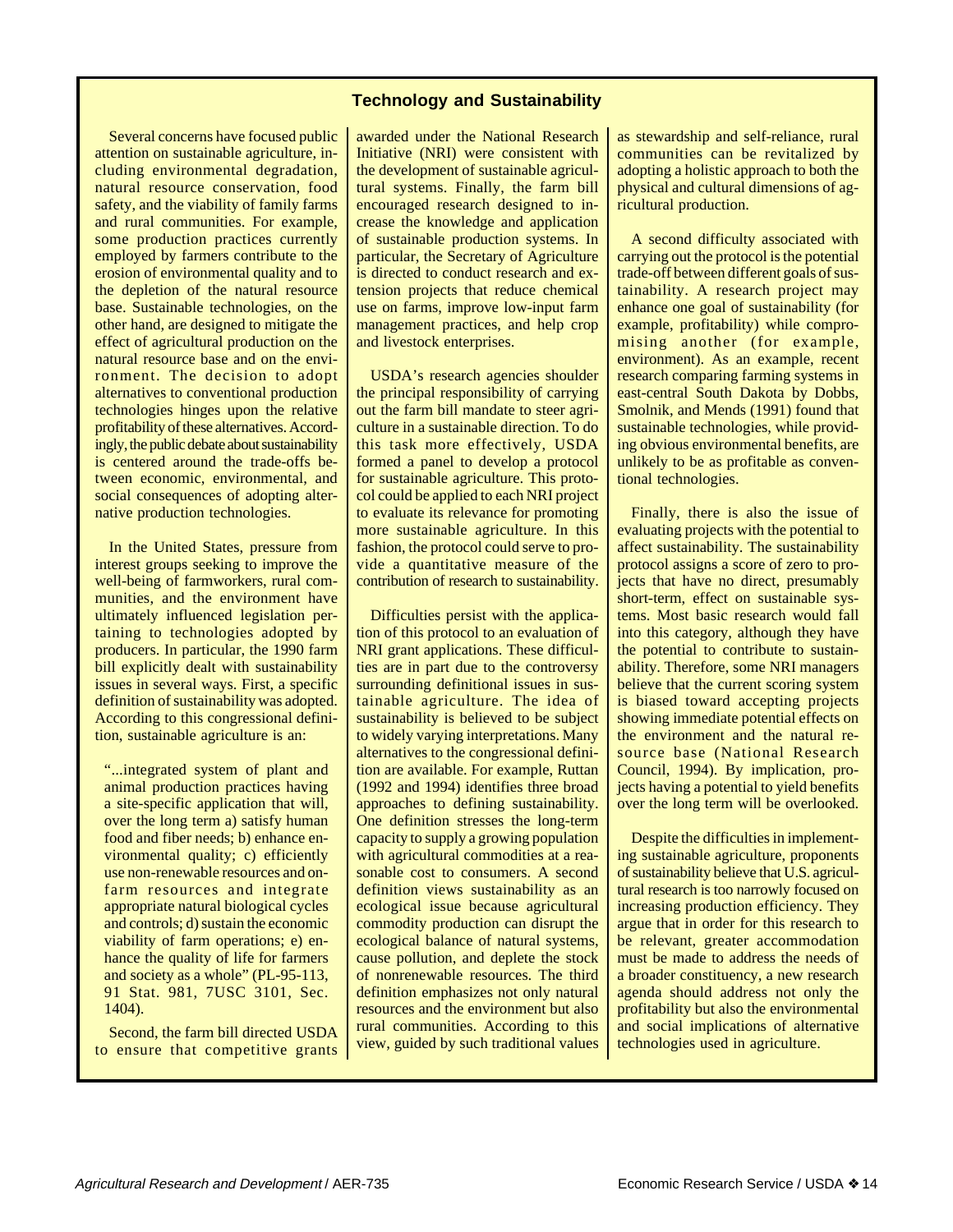## Technology and Sustainability

Several concerns have focused public attention on sustainable agriculture, including environmental degradation, natural resource conservation, food safety, and the viability of family farms and rural communities. For example, some production practices currently employed by farmers contribute to the erosion of environmental quality and to the depletion of the natural resource base. Sustainable technologies, on the other hand, are designed to mitigate the effect of agricultural production on the natural resource base and on the environment. The decision to adopt alternatives to conventional production technologies hinges upon the relative profitability of these alternatives. Accordingly, the public debate about sustainability is centered around the trade-offs between economic, environmental, and social consequences of adopting alternative production technologies.

In the United States, pressure from interest groups seeking to improve the well-being of farmworkers, rural communities, and the environment have ultimately influenced legislation pertaining to technologies adopted by producers. In particular, the 1990 farm bill explicitly dealt with sustainability issues in several ways. First, a specific definition of sustainability was adopted. According to this congressional definition, sustainable agriculture is an:

> "...integrated system of plant and animal production practices having a site-specific application that will, over the long term a) satisfy human food and fiber needs; b) enhance environmental quality; c) efficiently use non-renewable resources and on-farm resources and integrate appropriate natural biological cycles and controls; d) sustain the economic viability of farm operations; e) enhance the quality of life for farmers and society as a whole" (PL-95-113, 91 Stat. 981, 7USC 3101, Sec. 1404).

Second, the farm bill directed USDA to ensure that competitive grants awarded under the National Research Initiative (NRI) were consistent with the development of sustainable agricultural systems. Finally, the farm bill encouraged research designed to increase the knowledge and application of sustainable production systems. In particular, the Secretary of Agriculture is directed to conduct research and extension projects that reduce chemical use on farms, improve low-input farm management practices, and help crop and livestock enterprises.

USDA's research agencies shoulder the principal responsibility of carrying out the farm bill mandate to steer agriculture in a sustainable direction. To do this task more effectively, USDA formed a panel to develop a protocol for sustainable agriculture. This protocol could be applied to each NRI project to evaluate its relevance for promoting more sustainable agriculture. In this fashion, the protocol could serve to provide a quantitative measure of the contribution of research to sustainability.

Difficulties persist with the application of this protocol to an evaluation of NRI grant applications. These difficulties are in part due to the controversy surrounding definitional issues in sustainable agriculture. The idea of sustainability is believed to be subject to widely varying interpretations. Many alternatives to the congressional definition are available. For example, Ruttan (1992 and 1994) identifies three broad approaches to defining sustainability. One definition stresses the long-term capacity to supply a growing population with agricultural commodities at a reasonable cost to consumers. A second definition views sustainability as an ecological issue because agricultural commodity production can disrupt the ecological balance of natural systems, cause pollution, and deplete the stock of nonrenewable resources. The third definition emphasizes not only natural resources and the environment but also rural communities. According to this view, guided by such traditional values as stewardship and self-reliance, rural communities can be revitalized by adopting a holistic approach to both the physical and cultural dimensions of agricultural production.

A second difficulty associated with carrying out the protocol is the potential trade-off between different goals of sustainability. A research project may enhance one goal of sustainability (for example, profitability) while compromising another (for example, environment). As an example, recent research comparing farming systems in east-central South Dakota by Dobbs, Smolnik, and Mends (1991) found that sustainable technologies, while providing obvious environmental benefits, are unlikely to be as profitable as conventional technologies.

Finally, there is also the issue of evaluating projects with the potential to affect sustainability. The sustainability protocol assigns a score of zero to projects that have no direct, presumably short-term, effect on sustainable systems. Most basic research would fall into this category, although they have the potential to contribute to sustainability. Therefore, some NRI managers believe that the current scoring system is biased toward accepting projects showing immediate potential effects on the environment and the natural resource base (National Research Council, 1994). By implication, projects having a potential to yield benefits over the long term will be overlooked.

Despite the difficulties in implementing sustainable agriculture, proponents of sustainability believe that U.S. agricultural research is too narrowly focused on increasing production efficiency. They argue that in order for this research to be relevant, greater accommodation must be made to address the needs of a broader constituency, a new research agenda should address not only the profitability but also the environmental and social implications of alternative technologies used in agriculture.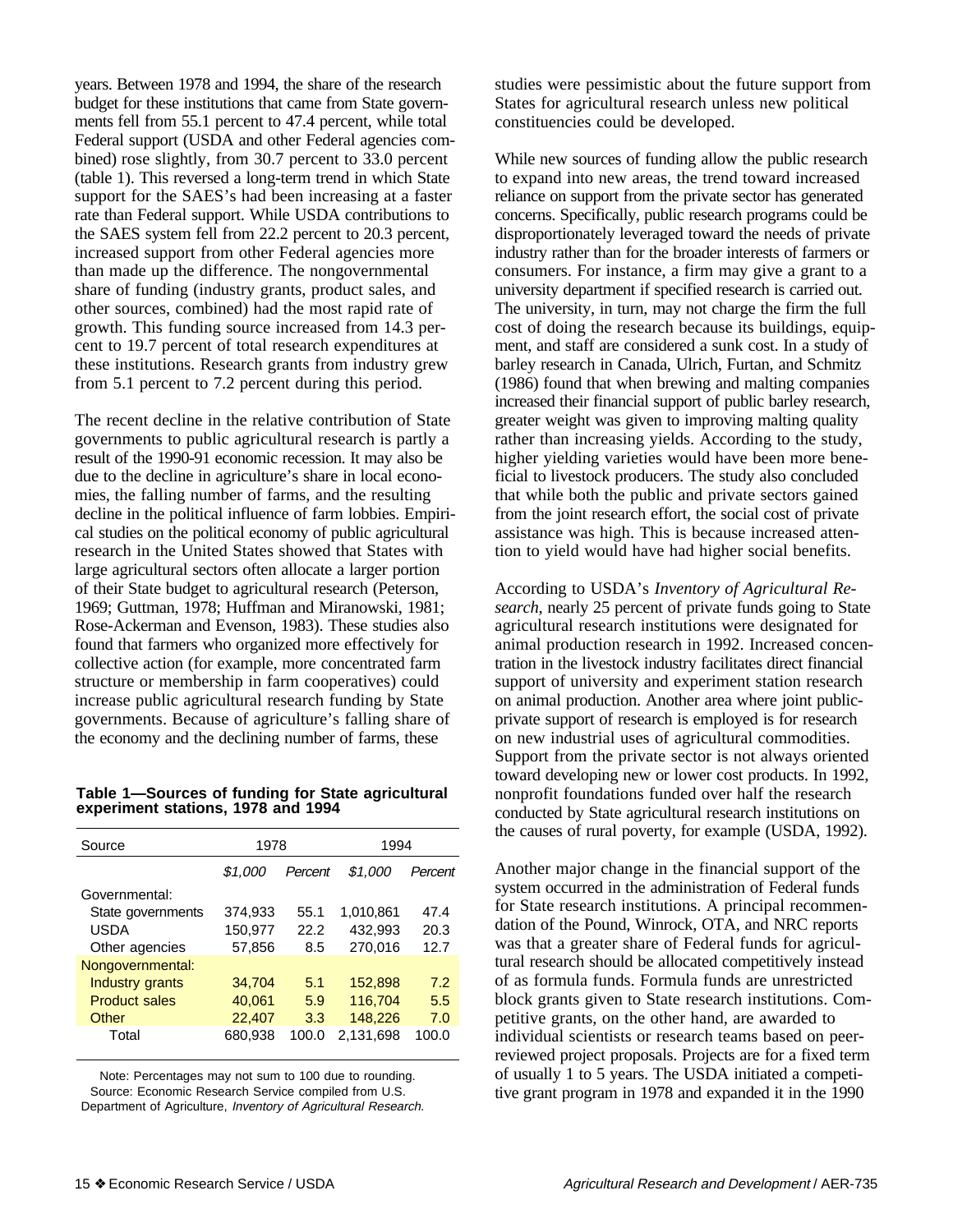years. Between 1978 and 1994, the share of the research budget for these institutions that came from State governments fell from 55.1 percent to 47.4 percent, while total Federal support (USDA and other Federal agencies combined) rose slightly, from 30.7 percent to 33.0 percent (table 1). This reversed a long-term trend in which State support for the SAES's had been increasing at a faster rate than Federal support. While USDA contributions to the SAES system fell from 22.2 percent to 20.3 percent, increased support from other Federal agencies more than made up the difference. The nongovernmental share of funding (industry grants, product sales, and other sources, combined) had the most rapid rate of growth. This funding source increased from 14.3 percent to 19.7 percent of total research expenditures at these institutions. Research grants from industry grew from 5.1 percent to 7.2 percent during this period.

The recent decline in the relative contribution of State governments to public agricultural research is partly a result of the 1990-91 economic recession. It may also be due to the decline in agriculture's share in local economies, the falling number of farms, and the resulting decline in the political influence of farm lobbies. Empirical studies on the political economy of public agricultural research in the United States showed that States with large agricultural sectors often allocate a larger portion of their State budget to agricultural research (Peterson, 1969; Guttman, 1978; Huffman and Miranowski, 1981; Rose-Ackerman and Evenson, 1983). These studies also found that farmers who organized more effectively for collective action (for example, more concentrated farm structure or membership in farm cooperatives) could increase public agricultural research funding by State governments. Because of agriculture's falling share of the economy and the declining number of farms, these studies were pessimistic about the future support from States for agricultural research unless new political constituencies could be developed.

**Table 1—Sources of funding for State agricultural experiment stations, 1978 and 1994**

| Source | 1978 | | 1994 | |
|---|---|---|---|---|
| | *$1,000* | *Percent* | *$1,000* | *Percent* |
| Governmental: | | | | |
| State governments | 374,933 | 55.1 | 1,010,861 | 47.4 |
| USDA | 150,977 | 22.2 | 432,993 | 20.3 |
| Other agencies | 57,856 | 8.5 | 270,016 | 12.7 |
| Nongovernmental: | | | | |
| Industry grants | 34,704 | 5.1 | 152,898 | 7.2 |
| Product sales | 40,061 | 5.9 | 116,704 | 5.5 |
| Other | 22,407 | 3.3 | 148,226 | 7.0 |
| Total | 680,938 | 100.0 | 2,131,698 | 100.0 |

Note: Percentages may not sum to 100 due to rounding.
Source: Economic Research Service compiled from U.S. Department of Agriculture, *Inventory of Agricultural Research.*

While new sources of funding allow the public research to expand into new areas, the trend toward increased reliance on support from the private sector has generated concerns. Specifically, public research programs could be disproportionately leveraged toward the needs of private industry rather than for the broader interests of farmers or consumers. For instance, a firm may give a grant to a university department if specified research is carried out. The university, in turn, may not charge the firm the full cost of doing the research because its buildings, equipment, and staff are considered a sunk cost. In a study of barley research in Canada, Ulrich, Furtan, and Schmitz (1986) found that when brewing and malting companies increased their financial support of public barley research, greater weight was given to improving malting quality rather than increasing yields. According to the study, higher yielding varieties would have been more beneficial to livestock producers. The study also concluded that while both the public and private sectors gained from the joint research effort, the social cost of private assistance was high. This is because increased attention to yield would have had higher social benefits.

According to USDA's *Inventory of Agricultural Research*, nearly 25 percent of private funds going to State agricultural research institutions were designated for animal production research in 1992. Increased concentration in the livestock industry facilitates direct financial support of university and experiment station research on animal production. Another area where joint public-private support of research is employed is for research on new industrial uses of agricultural commodities. Support from the private sector is not always oriented toward developing new or lower cost products. In 1992, nonprofit foundations funded over half the research conducted by State agricultural research institutions on the causes of rural poverty, for example (USDA, 1992).

Another major change in the financial support of the system occurred in the administration of Federal funds for State research institutions. A principal recommendation of the Pound, Winrock, OTA, and NRC reports was that a greater share of Federal funds for agricultural research should be allocated competitively instead of as formula funds. Formula funds are unrestricted block grants given to State research institutions. Competitive grants, on the other hand, are awarded to individual scientists or research teams based on peer-reviewed project proposals. Projects are for a fixed term of usually 1 to 5 years. The USDA initiated a competitive grant program in 1978 and expanded it in the 1990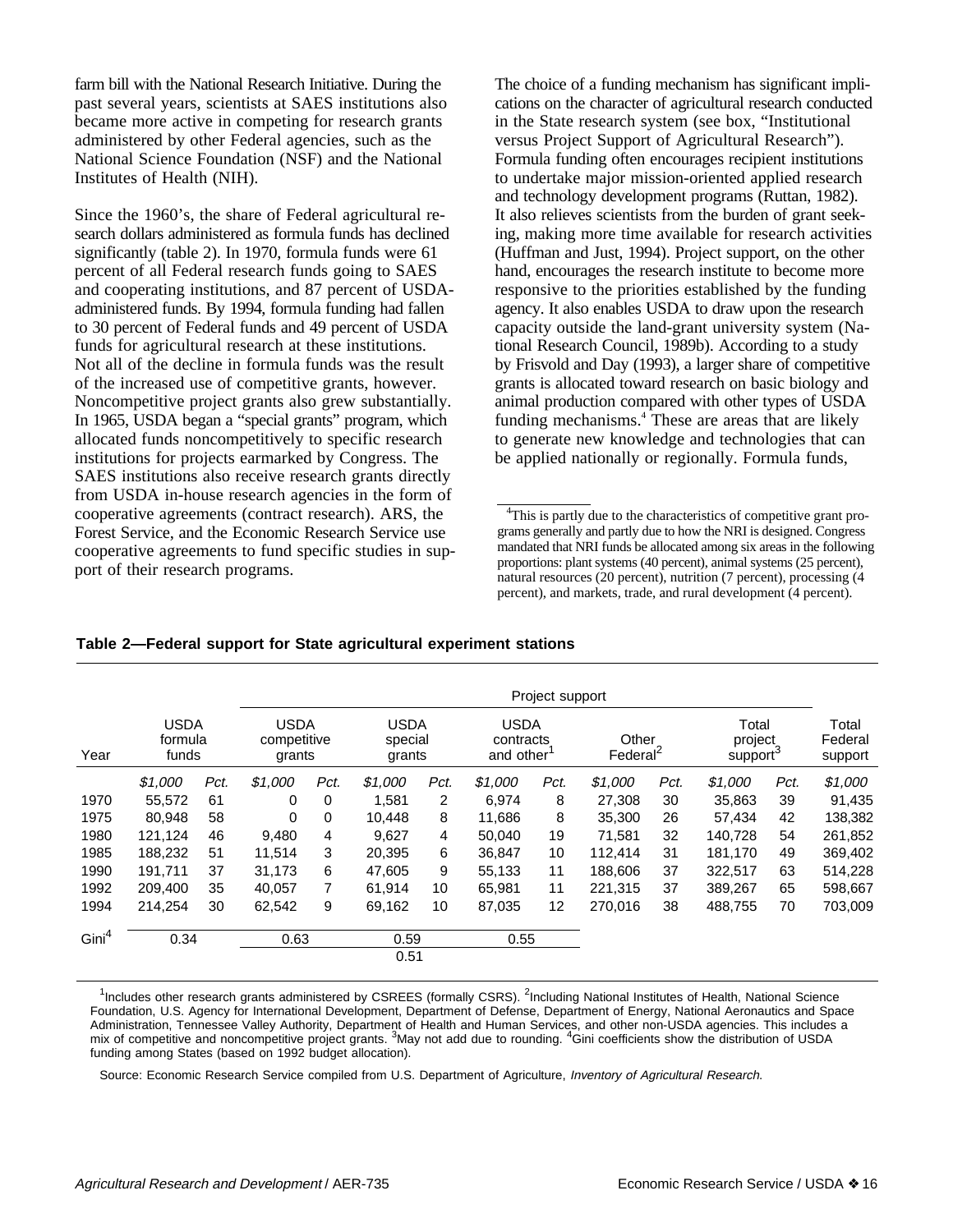farm bill with the National Research Initiative. During the past several years, scientists at SAES institutions also became more active in competing for research grants administered by other Federal agencies, such as the National Science Foundation (NSF) and the National Institutes of Health (NIH).

Since the 1960's, the share of Federal agricultural research dollars administered as formula funds has declined significantly (table 2). In 1970, formula funds were 61 percent of all Federal research funds going to SAES and cooperating institutions, and 87 percent of USDA-administered funds. By 1994, formula funding had fallen to 30 percent of Federal funds and 49 percent of USDA funds for agricultural research at these institutions. Not all of the decline in formula funds was the result of the increased use of competitive grants, however. Noncompetitive project grants also grew substantially. In 1965, USDA began a "special grants" program, which allocated funds noncompetitively to specific research institutions for projects earmarked by Congress. The SAES institutions also receive research grants directly from USDA in-house research agencies in the form of cooperative agreements (contract research). ARS, the Forest Service, and the Economic Research Service use cooperative agreements to fund specific studies in support of their research programs.

The choice of a funding mechanism has significant implications on the character of agricultural research conducted in the State research system (see box, "Institutional versus Project Support of Agricultural Research"). Formula funding often encourages recipient institutions to undertake major mission-oriented applied research and technology development programs (Ruttan, 1982). It also relieves scientists from the burden of grant seeking, making more time available for research activities (Huffman and Just, 1994). Project support, on the other hand, encourages the research institute to become more responsive to the priorities established by the funding agency. It also enables USDA to draw upon the research capacity outside the land-grant university system (National Research Council, 1989b). According to a study by Frisvold and Day (1993), a larger share of competitive grants is allocated toward research on basic biology and animal production compared with other types of USDA funding mechanisms.[4] These are areas that are likely to generate new knowledge and technologies that can be applied nationally or regionally. Formula funds,

[4]This is partly due to the characteristics of competitive grant programs generally and partly due to how the NRI is designed. Congress mandated that NRI funds be allocated among six areas in the following proportions: plant systems (40 percent), animal systems (25 percent), natural resources (20 percent), nutrition (7 percent), processing (4 percent), and markets, trade, and rural development (4 percent).

**Table 2—Federal support for State agricultural experiment stations**

| Year | USDA formula funds | | Project support | | | | | | | | | | | | Total Federal support |
|---|---|---|---|---|---|---|---|---|---|---|---|---|---|
| | | | USDA competitive grants | | USDA special grants | | USDA contracts and other[1] | | Other Federal[2] | | Total project support[3] | | |
| | *$1,000* | *Pct.* | *$1,000* | *Pct.* | *$1,000* | *Pct.* | *$1,000* | *Pct.* | *$1,000* | *Pct.* | *$1,000* | *Pct.* | *$1,000* |
| 1970 | 55,572 | 61 | 0 | 0 | 1,581 | 2 | 6,974 | 8 | 27,308 | 30 | 35,863 | 39 | 91,435 |
| 1975 | 80,948 | 58 | 0 | 0 | 10,448 | 8 | 11,686 | 8 | 35,300 | 26 | 57,434 | 42 | 138,382 |
| 1980 | 121,124 | 46 | 9,480 | 4 | 9,627 | 4 | 50,040 | 19 | 71,581 | 32 | 140,728 | 54 | 261,852 |
| 1985 | 188,232 | 51 | 11,514 | 3 | 20,395 | 6 | 36,847 | 10 | 112,414 | 31 | 181,170 | 49 | 369,402 |
| 1990 | 191,711 | 37 | 31,173 | 6 | 47,605 | 9 | 55,133 | 11 | 188,606 | 37 | 322,517 | 63 | 514,228 |
| 1992 | 209,400 | 35 | 40,057 | 7 | 61,914 | 10 | 65,981 | 11 | 221,315 | 37 | 389,267 | 65 | 598,667 |
| 1994 | 214,254 | 30 | 62,542 | 9 | 69,162 | 10 | 87,035 | 12 | 270,016 | 38 | 488,755 | 70 | 703,009 |
| Gini[4] | 0.34 | | 0.63 | | 0.59 | | 0.55 | | | | | | |
| | | | | | 0.51 | | | | | | | | |

[1]Includes other research grants administered by CSREES (formally CSRS). [2]Including National Institutes of Health, National Science Foundation, U.S. Agency for International Development, Department of Defense, Department of Energy, National Aeronautics and Space Administration, Tennessee Valley Authority, Department of Health and Human Services, and other non-USDA agencies. This includes a mix of competitive and noncompetitive project grants. [3]May not add due to rounding. [4]Gini coefficients show the distribution of USDA funding among States (based on 1992 budget allocation).

Source: Economic Research Service compiled from U.S. Department of Agriculture, *Inventory of Agricultural Research.*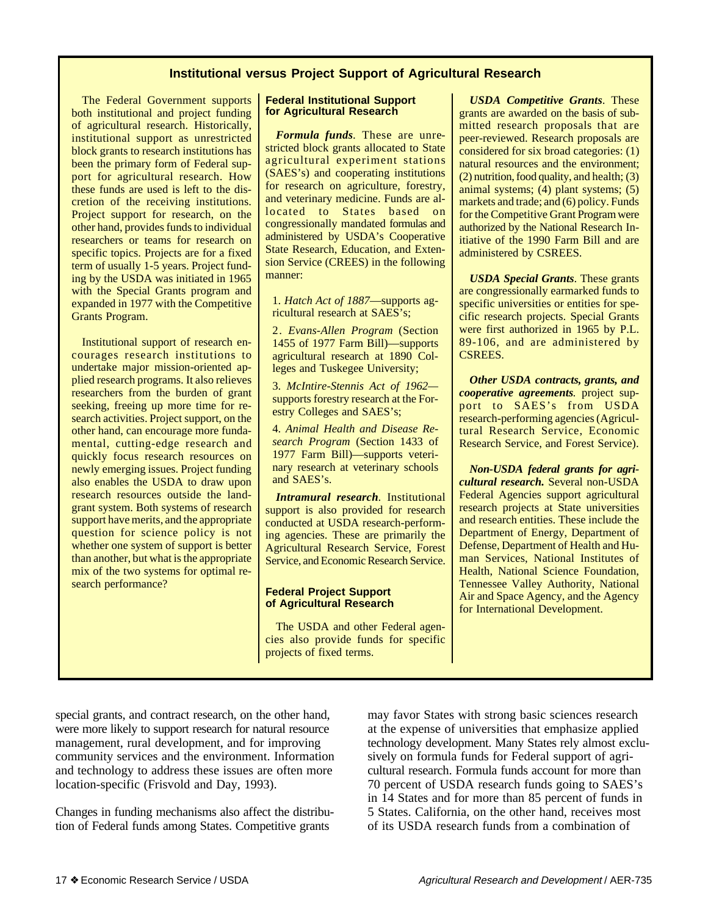## Institutional versus Project Support of Agricultural Research

The Federal Government supports both institutional and project funding of agricultural research. Historically, institutional support as unrestricted block grants to research institutions has been the primary form of Federal support for agricultural research. How these funds are used is left to the discretion of the receiving institutions. Project support for research, on the other hand, provides funds to individual researchers or teams for research on specific topics. Projects are for a fixed term of usually 1-5 years. Project funding by the USDA was initiated in 1965 with the Special Grants program and expanded in 1977 with the Competitive Grants Program.

Institutional support of research encourages research institutions to undertake major mission-oriented applied research programs. It also relieves researchers from the burden of grant seeking, freeing up more time for research activities. Project support, on the other hand, can encourage more fundamental, cutting-edge research and quickly focus research resources on newly emerging issues. Project funding also enables the USDA to draw upon research resources outside the land-grant system. Both systems of research support have merits, and the appropriate question for science policy is not whether one system of support is better than another, but what is the appropriate mix of the two systems for optimal research performance?

### Federal Institutional Support for Agricultural Research

***Formula funds***. These are unrestricted block grants allocated to State agricultural experiment stations (SAES's) and cooperating institutions for research on agriculture, forestry, and veterinary medicine. Funds are allocated to States based on congressionally mandated formulas and administered by USDA's Cooperative State Research, Education, and Extension Service (CREES) in the following manner:

1. *Hatch Act of 1887*—supports agricultural research at SAES's;
2. *Evans-Allen Program* (Section 1455 of 1977 Farm Bill)—supports agricultural research at 1890 Colleges and Tuskegee University;
3. *McIntire-Stennis Act of 1962*—supports forestry research at the Forestry Colleges and SAES's;
4. *Animal Health and Disease Research Program* (Section 1433 of 1977 Farm Bill)—supports veterinary research at veterinary schools and SAES's.

***Intramural research***. Institutional support is also provided for research conducted at USDA research-performing agencies. These are primarily the Agricultural Research Service, Forest Service, and Economic Research Service.

### Federal Project Support of Agricultural Research

The USDA and other Federal agencies also provide funds for specific projects of fixed terms.

***USDA Competitive Grants***. These grants are awarded on the basis of submitted research proposals that are peer-reviewed. Research proposals are considered for six broad categories: (1) natural resources and the environment; (2) nutrition, food quality, and health; (3) animal systems; (4) plant systems; (5) markets and trade; and (6) policy. Funds for the Competitive Grant Program were authorized by the National Research Initiative of the 1990 Farm Bill and are administered by CSREES.

***USDA Special Grants***. These grants are congressionally earmarked funds to specific universities or entities for specific research projects. Special Grants were first authorized in 1965 by P.L. 89-106, and are administered by CSREES.

***Other USDA contracts, grants, and cooperative agreements***. project support to SAES's from USDA research-performing agencies (Agricultural Research Service, Economic Research Service, and Forest Service).

***Non-USDA federal grants for agricultural research.*** Several non-USDA Federal Agencies support agricultural research projects at State universities and research entities. These include the Department of Energy, Department of Defense, Department of Health and Human Services, National Institutes of Health, National Science Foundation, Tennessee Valley Authority, National Air and Space Agency, and the Agency for International Development.

---

special grants, and contract research, on the other hand, were more likely to support research for natural resource management, rural development, and for improving community services and the environment. Information and technology to address these issues are often more location-specific (Frisvold and Day, 1993).

Changes in funding mechanisms also affect the distribution of Federal funds among States. Competitive grants may favor States with strong basic sciences research at the expense of universities that emphasize applied technology development. Many States rely almost exclusively on formula funds for Federal support of agricultural research. Formula funds account for more than 70 percent of USDA research funds going to SAES's in 14 States and for more than 85 percent of funds in 5 States. California, on the other hand, receives most of its USDA research funds from a combination of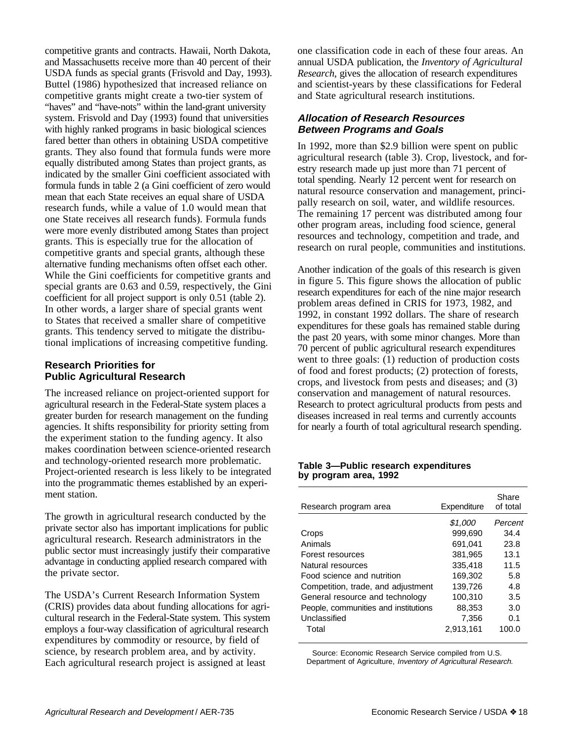competitive grants and contracts. Hawaii, North Dakota, and Massachusetts receive more than 40 percent of their USDA funds as special grants (Frisvold and Day, 1993). Buttel (1986) hypothesized that increased reliance on competitive grants might create a two-tier system of "haves" and "have-nots" within the land-grant university system. Frisvold and Day (1993) found that universities with highly ranked programs in basic biological sciences fared better than others in obtaining USDA competitive grants. They also found that formula funds were more equally distributed among States than project grants, as indicated by the smaller Gini coefficient associated with formula funds in table 2 (a Gini coefficient of zero would mean that each State receives an equal share of USDA research funds, while a value of 1.0 would mean that one State receives all research funds). Formula funds were more evenly distributed among States than project grants. This is especially true for the allocation of competitive grants and special grants, although these alternative funding mechanisms often offset each other. While the Gini coefficients for competitive grants and special grants are 0.63 and 0.59, respectively, the Gini coefficient for all project support is only 0.51 (table 2). In other words, a larger share of special grants went to States that received a smaller share of competitive grants. This tendency served to mitigate the distributional implications of increasing competitive funding.

### Research Priorities for Public Agricultural Research

The increased reliance on project-oriented support for agricultural research in the Federal-State system places a greater burden for research management on the funding agencies. It shifts responsibility for priority setting from the experiment station to the funding agency. It also makes coordination between science-oriented research and technology-oriented research more problematic. Project-oriented research is less likely to be integrated into the programmatic themes established by an experiment station.

The growth in agricultural research conducted by the private sector also has important implications for public agricultural research. Research administrators in the public sector must increasingly justify their comparative advantage in conducting applied research compared with the private sector.

The USDA's Current Research Information System (CRIS) provides data about funding allocations for agricultural research in the Federal-State system. This system employs a four-way classification of agricultural research expenditures by commodity or resource, by field of science, by research problem area, and by activity. Each agricultural research project is assigned at least one classification code in each of these four areas. An annual USDA publication, the *Inventory of Agricultural Research*, gives the allocation of research expenditures and scientist-years by these classifications for Federal and State agricultural research institutions.

### *Allocation of Research Resources Between Programs and Goals*

In 1992, more than $2.9 billion were spent on public agricultural research (table 3). Crop, livestock, and forestry research made up just more than 71 percent of total spending. Nearly 12 percent went for research on natural resource conservation and management, principally research on soil, water, and wildlife resources. The remaining 17 percent was distributed among four other program areas, including food science, general resources and technology, competition and trade, and research on rural people, communities and institutions.

Another indication of the goals of this research is given in figure 5. This figure shows the allocation of public research expenditures for each of the nine major research problem areas defined in CRIS for 1973, 1982, and 1992, in constant 1992 dollars. The share of research expenditures for these goals has remained stable during the past 20 years, with some minor changes. More than 70 percent of public agricultural research expenditures went to three goals: (1) reduction of production costs of food and forest products; (2) protection of forests, crops, and livestock from pests and diseases; and (3) conservation and management of natural resources. Research to protect agricultural products from pests and diseases increased in real terms and currently accounts for nearly a fourth of total agricultural research spending.

**Table 3—Public research expenditures by program area, 1992**

| Research program area | Expenditure | Share of total |
|---|---|---|
| | *$1,000* | *Percent* |
| Crops | 999,690 | 34.4 |
| Animals | 691,041 | 23.8 |
| Forest resources | 381,965 | 13.1 |
| Natural resources | 335,418 | 11.5 |
| Food science and nutrition | 169,302 | 5.8 |
| Competition, trade, and adjustment | 139,726 | 4.8 |
| General resource and technology | 100,310 | 3.5 |
| People, communities and institutions | 88,353 | 3.0 |
| Unclassified | 7,356 | 0.1 |
| Total | 2,913,161 | 100.0 |

Source: Economic Research Service compiled from U.S. Department of Agriculture, *Inventory of Agricultural Research.*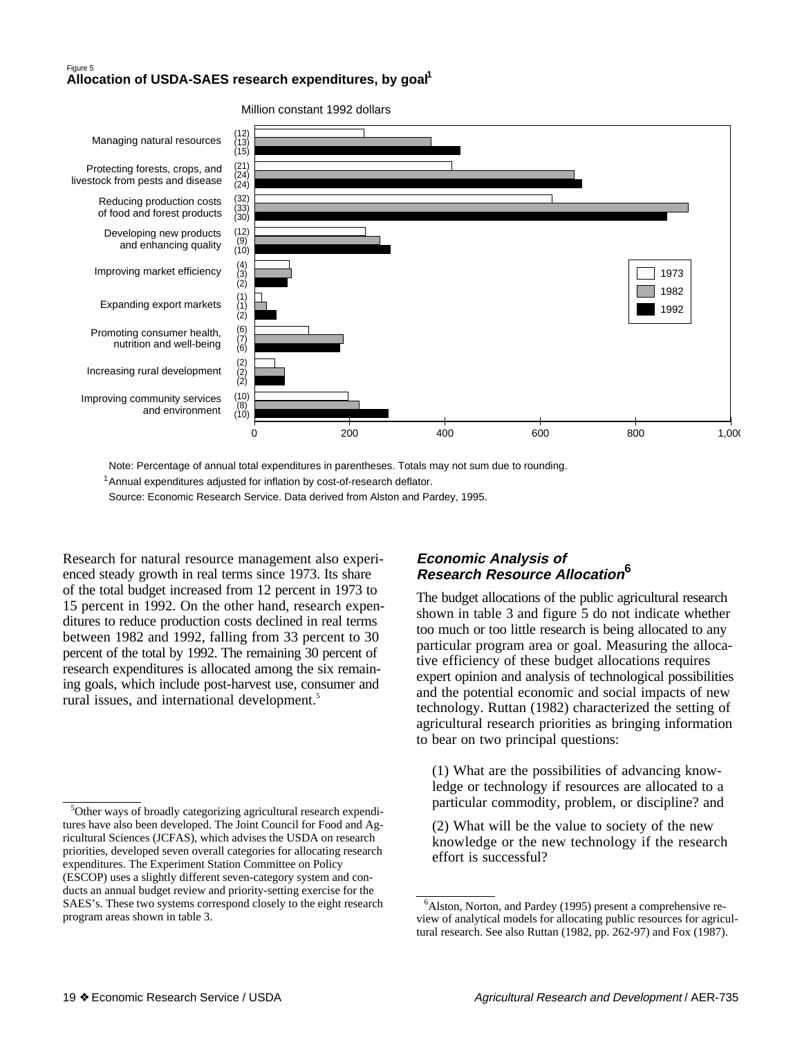Figure 5

**Allocation of USDA-SAES research expenditures, by goal[1]**

Million constant 1992 dollars

| Goal | 1973 | 1982 | 1992 |
|---|---|---|---|
| Managing natural resources | (12) | (13) | (15) |
| Protecting forests, crops, and livestock from pests and disease | (21) | (24) | (24) |
| Reducing production costs of food and forest products | (32) | (33) | (30) |
| Developing new products and enhancing quality | (12) | (9) | (10) |
| Improving market efficiency | (4) | (3) | (2) |
| Expanding export markets | (1) | (1) | (2) |
| Promoting consumer health, nutrition and well-being | (6) | (7) | (6) |
| Increasing rural development | (2) | (2) | (2) |
| Improving community services and environment | (10) | (8) | (10) |

Note: Percentage of annual total expenditures in parentheses. Totals may not sum due to rounding.

[1] Annual expenditures adjusted for inflation by cost-of-research deflator.

Source: Economic Research Service. Data derived from Alston and Pardey, 1995.

Research for natural resource management also experienced steady growth in real terms since 1973. Its share of the total budget increased from 12 percent in 1973 to 15 percent in 1992. On the other hand, research expenditures to reduce production costs declined in real terms between 1982 and 1992, falling from 33 percent to 30 percent of the total by 1992. The remaining 30 percent of research expenditures is allocated among the six remaining goals, which include post-harvest use, consumer and rural issues, and international development.[5]

[5] Other ways of broadly categorizing agricultural research expenditures have also been developed. The Joint Council for Food and Agricultural Sciences (JCFAS), which advises the USDA on research priorities, developed seven overall categories for allocating research expenditures. The Experiment Station Committee on Policy (ESCOP) uses a slightly different seven-category system and conducts an annual budget review and priority-setting exercise for the SAES's. These two systems correspond closely to the eight research program areas shown in table 3.

## Economic Analysis of Research Resource Allocation[6]

The budget allocations of the public agricultural research shown in table 3 and figure 5 do not indicate whether too much or too little research is being allocated to any particular program area or goal. Measuring the allocative efficiency of these budget allocations requires expert opinion and analysis of technological possibilities and the potential economic and social impacts of new technology. Ruttan (1982) characterized the setting of agricultural research priorities as bringing information to bear on two principal questions:

(1) What are the possibilities of advancing knowledge or technology if resources are allocated to a particular commodity, problem, or discipline? and

(2) What will be the value to society of the new knowledge or the new technology if the research effort is successful?

[6] Alston, Norton, and Pardey (1995) present a comprehensive review of analytical models for allocating public resources for agricultural research. See also Ruttan (1982, pp. 262-97) and Fox (1987).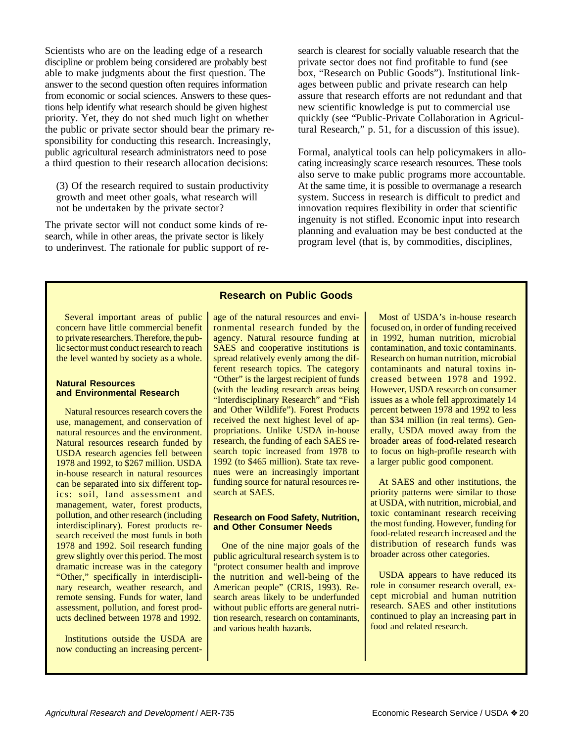Scientists who are on the leading edge of a research discipline or problem being considered are probably best able to make judgments about the first question. The answer to the second question often requires information from economic or social sciences. Answers to these questions help identify what research should be given highest priority. Yet, they do not shed much light on whether the public or private sector should bear the primary responsibility for conducting this research. Increasingly, public agricultural research administrators need to pose a third question to their research allocation decisions:

> (3) Of the research required to sustain productivity growth and meet other goals, what research will not be undertaken by the private sector?

The private sector will not conduct some kinds of research, while in other areas, the private sector is likely to underinvest. The rationale for public support of research is clearest for socially valuable research that the private sector does not find profitable to fund (see box, "Research on Public Goods"). Institutional linkages between public and private research can help assure that research efforts are not redundant and that new scientific knowledge is put to commercial use quickly (see "Public-Private Collaboration in Agricultural Research," p. 51, for a discussion of this issue).

Formal, analytical tools can help policymakers in allocating increasingly scarce research resources. These tools also serve to make public programs more accountable. At the same time, it is possible to overmanage a research system. Success in research is difficult to predict and innovation requires flexibility in order that scientific ingenuity is not stifled. Economic input into research planning and evaluation may be best conducted at the program level (that is, by commodities, disciplines,

## Research on Public Goods

Several important areas of public concern have little commercial benefit to private researchers. Therefore, the public sector must conduct research to reach the level wanted by society as a whole.

### Natural Resources and Environmental Research

Natural resources research covers the use, management, and conservation of natural resources and the environment. Natural resources research funded by USDA research agencies fell between 1978 and 1992, to $267 million. USDA in-house research in natural resources can be separated into six different topics: soil, land assessment and management, water, forest products, pollution, and other research (including interdisciplinary). Forest products research received the most funds in both 1978 and 1992. Soil research funding grew slightly over this period. The most dramatic increase was in the category "Other," specifically in interdisciplinary research, weather research, and remote sensing. Funds for water, land assessment, pollution, and forest products declined between 1978 and 1992.

Institutions outside the USDA are now conducting an increasing percentage of the natural resources and environmental research funded by the agency. Natural resource funding at SAES and cooperative institutions is spread relatively evenly among the different research topics. The category "Other" is the largest recipient of funds (with the leading research areas being "Interdisciplinary Research" and "Fish and Other Wildlife"). Forest Products received the next highest level of appropriations. Unlike USDA in-house research, the funding of each SAES research topic increased from 1978 to 1992 (to $465 million). State tax revenues were an increasingly important funding source for natural resources research at SAES.

### Research on Food Safety, Nutrition, and Other Consumer Needs

One of the nine major goals of the public agricultural research system is to "protect consumer health and improve the nutrition and well-being of the American people" (CRIS, 1993). Research areas likely to be underfunded without public efforts are general nutrition research, research on contaminants, and various health hazards.

Most of USDA's in-house research focused on, in order of funding received in 1992, human nutrition, microbial contamination, and toxic contaminants. Research on human nutrition, microbial contaminants and natural toxins increased between 1978 and 1992. However, USDA research on consumer issues as a whole fell approximately 14 percent between 1978 and 1992 to less than $34 million (in real terms). Generally, USDA moved away from the broader areas of food-related research to focus on high-profile research with a larger public good component.

At SAES and other institutions, the priority patterns were similar to those at USDA, with nutrition, microbial, and toxic contaminant research receiving the most funding. However, funding for food-related research increased and the distribution of research funds was broader across other categories.

USDA appears to have reduced its role in consumer research overall, except microbial and human nutrition research. SAES and other institutions continued to play an increasing part in food and related research.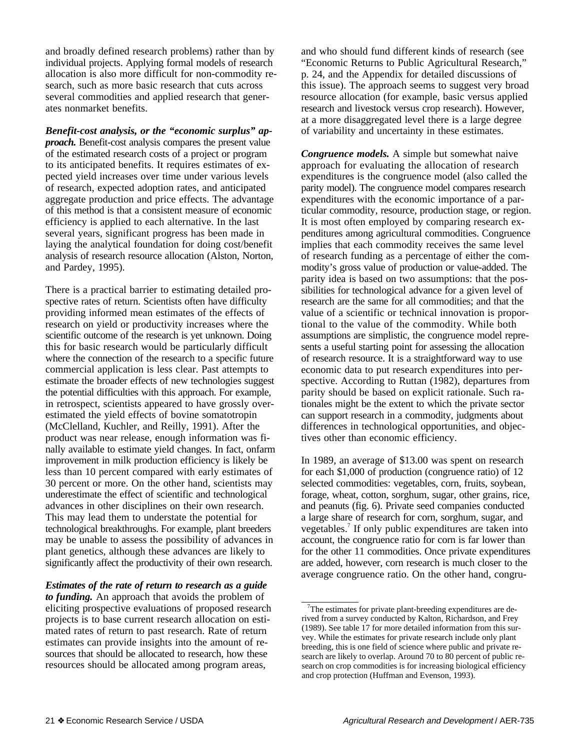and broadly defined research problems) rather than by individual projects. Applying formal models of research allocation is also more difficult for non-commodity research, such as more basic research that cuts across several commodities and applied research that generates nonmarket benefits.

***Benefit-cost analysis, or the "economic surplus" approach.*** Benefit-cost analysis compares the present value of the estimated research costs of a project or program to its anticipated benefits. It requires estimates of expected yield increases over time under various levels of research, expected adoption rates, and anticipated aggregate production and price effects. The advantage of this method is that a consistent measure of economic efficiency is applied to each alternative. In the last several years, significant progress has been made in laying the analytical foundation for doing cost/benefit analysis of research resource allocation (Alston, Norton, and Pardey, 1995).

There is a practical barrier to estimating detailed prospective rates of return. Scientists often have difficulty providing informed mean estimates of the effects of research on yield or productivity increases where the scientific outcome of the research is yet unknown. Doing this for basic research would be particularly difficult where the connection of the research to a specific future commercial application is less clear. Past attempts to estimate the broader effects of new technologies suggest the potential difficulties with this approach. For example, in retrospect, scientists appeared to have grossly overestimated the yield effects of bovine somatotropin (McClelland, Kuchler, and Reilly, 1991). After the product was near release, enough information was finally available to estimate yield changes. In fact, onfarm improvement in milk production efficiency is likely be less than 10 percent compared with early estimates of 30 percent or more. On the other hand, scientists may underestimate the effect of scientific and technological advances in other disciplines on their own research. This may lead them to understate the potential for technological breakthroughs. For example, plant breeders may be unable to assess the possibility of advances in plant genetics, although these advances are likely to significantly affect the productivity of their own research.

***Estimates of the rate of return to research as a guide to funding.*** An approach that avoids the problem of eliciting prospective evaluations of proposed research projects is to base current research allocation on estimated rates of return to past research. Rate of return estimates can provide insights into the amount of resources that should be allocated to research, how these resources should be allocated among program areas, and who should fund different kinds of research (see "Economic Returns to Public Agricultural Research," p. 24, and the Appendix for detailed discussions of this issue). The approach seems to suggest very broad resource allocation (for example, basic versus applied research and livestock versus crop research). However, at a more disaggregated level there is a large degree of variability and uncertainty in these estimates.

***Congruence models.*** A simple but somewhat naive approach for evaluating the allocation of research expenditures is the congruence model (also called the parity model). The congruence model compares research expenditures with the economic importance of a particular commodity, resource, production stage, or region. It is most often employed by comparing research expenditures among agricultural commodities. Congruence implies that each commodity receives the same level of research funding as a percentage of either the commodity's gross value of production or value-added. The parity idea is based on two assumptions: that the possibilities for technological advance for a given level of research are the same for all commodities; and that the value of a scientific or technical innovation is proportional to the value of the commodity. While both assumptions are simplistic, the congruence model represents a useful starting point for assessing the allocation of research resource. It is a straightforward way to use economic data to put research expenditures into perspective. According to Ruttan (1982), departures from parity should be based on explicit rationale. Such rationales might be the extent to which the private sector can support research in a commodity, judgments about differences in technological opportunities, and objectives other than economic efficiency.

In 1989, an average of $13.00 was spent on research for each $1,000 of production (congruence ratio) of 12 selected commodities: vegetables, corn, fruits, soybean, forage, wheat, cotton, sorghum, sugar, other grains, rice, and peanuts (fig. 6). Private seed companies conducted a large share of research for corn, sorghum, sugar, and vegetables.[7] If only public expenditures are taken into account, the congruence ratio for corn is far lower than for the other 11 commodities. Once private expenditures are added, however, corn research is much closer to the average congruence ratio. On the other hand, congru-

[7] The estimates for private plant-breeding expenditures are derived from a survey conducted by Kalton, Richardson, and Frey (1989). See table 17 for more detailed information from this survey. While the estimates for private research include only plant breeding, this is one field of science where public and private research are likely to overlap. Around 70 to 80 percent of public research on crop commodities is for increasing biological efficiency and crop protection (Huffman and Evenson, 1993).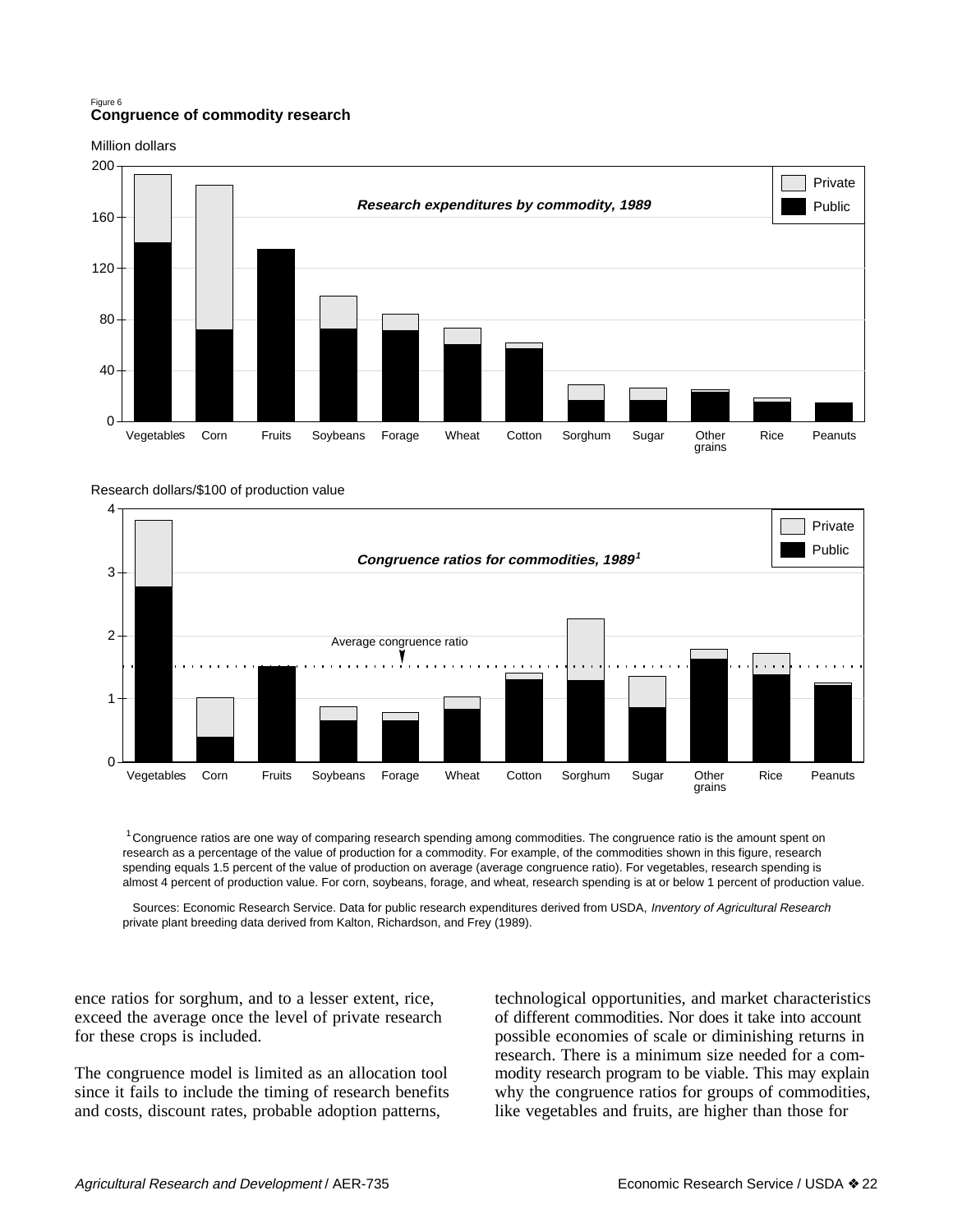Figure 6
**Congruence of commodity research**

Million dollars

*Research expenditures by commodity, 1989*

Private
Public

Vegetables Corn Fruits Soybeans Forage Wheat Cotton Sorghum Sugar Other grains Rice Peanuts

Research dollars/$100 of production value

*Congruence ratios for commodities, 1989*[1]

Average congruence ratio

Private
Public

Vegetables Corn Fruits Soybeans Forage Wheat Cotton Sorghum Sugar Other grains Rice Peanuts

[1] Congruence ratios are one way of comparing research spending among commodities. The congruence ratio is the amount spent on research as a percentage of the value of production for a commodity. For example, of the commodities shown in this figure, research spending equals 1.5 percent of the value of production on average (average congruence ratio). For vegetables, research spending is almost 4 percent of production value. For corn, soybeans, forage, and wheat, research spending is at or below 1 percent of production value.

Sources: Economic Research Service. Data for public research expenditures derived from USDA, *Inventory of Agricultural Research* private plant breeding data derived from Kalton, Richardson, and Frey (1989).

ence ratios for sorghum, and to a lesser extent, rice, exceed the average once the level of private research for these crops is included.

The congruence model is limited as an allocation tool since it fails to include the timing of research benefits and costs, discount rates, probable adoption patterns, technological opportunities, and market characteristics of different commodities. Nor does it take into account possible economies of scale or diminishing returns in research. There is a minimum size needed for a commodity research program to be viable. This may explain why the congruence ratios for groups of commodities, like vegetables and fruits, are higher than those for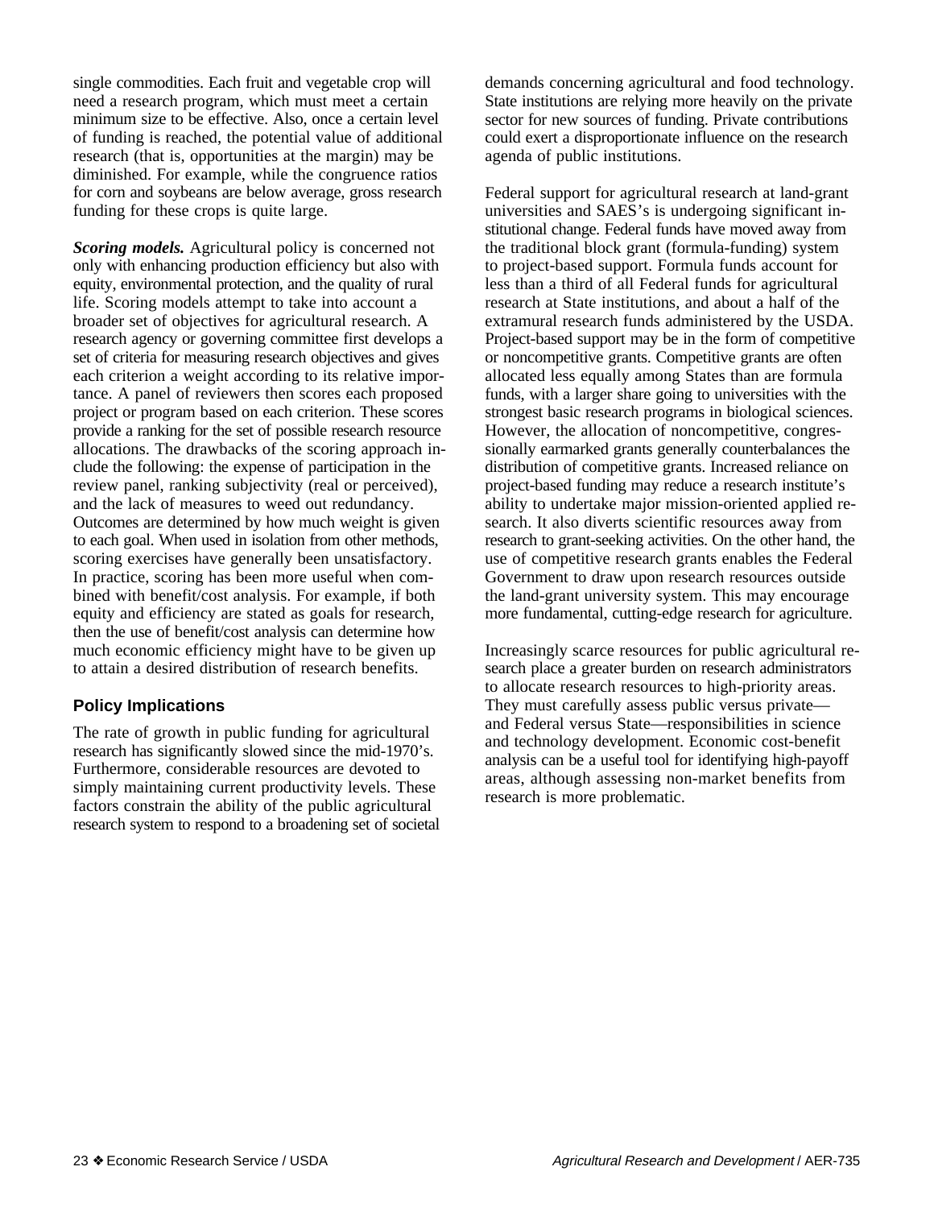single commodities. Each fruit and vegetable crop will need a research program, which must meet a certain minimum size to be effective. Also, once a certain level of funding is reached, the potential value of additional research (that is, opportunities at the margin) may be diminished. For example, while the congruence ratios for corn and soybeans are below average, gross research funding for these crops is quite large.

***Scoring models.*** Agricultural policy is concerned not only with enhancing production efficiency but also with equity, environmental protection, and the quality of rural life. Scoring models attempt to take into account a broader set of objectives for agricultural research. A research agency or governing committee first develops a set of criteria for measuring research objectives and gives each criterion a weight according to its relative importance. A panel of reviewers then scores each proposed project or program based on each criterion. These scores provide a ranking for the set of possible research resource allocations. The drawbacks of the scoring approach include the following: the expense of participation in the review panel, ranking subjectivity (real or perceived), and the lack of measures to weed out redundancy. Outcomes are determined by how much weight is given to each goal. When used in isolation from other methods, scoring exercises have generally been unsatisfactory. In practice, scoring has been more useful when combined with benefit/cost analysis. For example, if both equity and efficiency are stated as goals for research, then the use of benefit/cost analysis can determine how much economic efficiency might have to be given up to attain a desired distribution of research benefits.

## Policy Implications

The rate of growth in public funding for agricultural research has significantly slowed since the mid-1970's. Furthermore, considerable resources are devoted to simply maintaining current productivity levels. These factors constrain the ability of the public agricultural research system to respond to a broadening set of societal demands concerning agricultural and food technology. State institutions are relying more heavily on the private sector for new sources of funding. Private contributions could exert a disproportionate influence on the research agenda of public institutions.

Federal support for agricultural research at land-grant universities and SAES's is undergoing significant institutional change. Federal funds have moved away from the traditional block grant (formula-funding) system to project-based support. Formula funds account for less than a third of all Federal funds for agricultural research at State institutions, and about a half of the extramural research funds administered by the USDA. Project-based support may be in the form of competitive or noncompetitive grants. Competitive grants are often allocated less equally among States than are formula funds, with a larger share going to universities with the strongest basic research programs in biological sciences. However, the allocation of noncompetitive, congressionally earmarked grants generally counterbalances the distribution of competitive grants. Increased reliance on project-based funding may reduce a research institute's ability to undertake major mission-oriented applied research. It also diverts scientific resources away from research to grant-seeking activities. On the other hand, the use of competitive research grants enables the Federal Government to draw upon research resources outside the land-grant university system. This may encourage more fundamental, cutting-edge research for agriculture.

Increasingly scarce resources for public agricultural research place a greater burden on research administrators to allocate research resources to high-priority areas. They must carefully assess public versus private—and Federal versus State—responsibilities in science and technology development. Economic cost-benefit analysis can be a useful tool for identifying high-payoff areas, although assessing non-market benefits from research is more problematic.